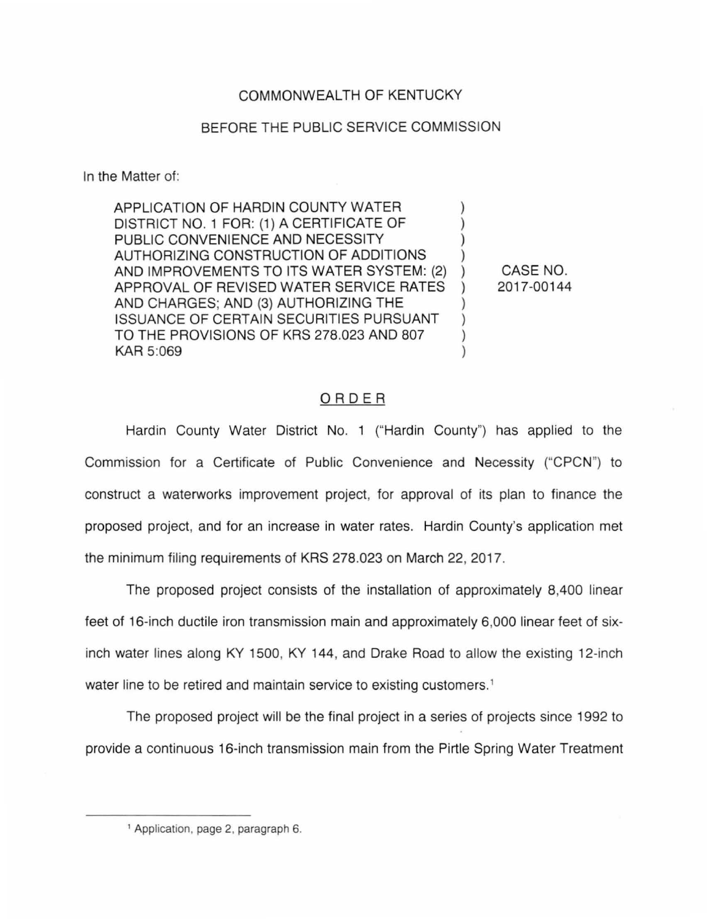COMMONWEALTH OF KENTUCKY

BEFORE THE PUBLIC SERVICE COMMISSION

In the Matter of:

| | | |
|---|---|---|
| APPLICATION OF HARDIN COUNTY WATER DISTRICT NO. 1 FOR: (1) A CERTIFICATE OF PUBLIC CONVENIENCE AND NECESSITY AUTHORIZING CONSTRUCTION OF ADDITIONS AND IMPROVEMENTS TO ITS WATER SYSTEM: (2) APPROVAL OF REVISED WATER SERVICE RATES AND CHARGES; AND (3) AUTHORIZING THE ISSUANCE OF CERTAIN SECURITIES PURSUANT TO THE PROVISIONS OF KRS 278.023 AND 807 KAR 5:069 | ) | CASE NO. 2017-00144 |

## ORDER

Hardin County Water District No. 1 ("Hardin County") has applied to the Commission for a Certificate of Public Convenience and Necessity ("CPCN") to construct a waterworks improvement project, for approval of its plan to finance the proposed project, and for an increase in water rates. Hardin County's application met the minimum filing requirements of KRS 278.023 on March 22, 2017.

The proposed project consists of the installation of approximately 8,400 linear feet of 16-inch ductile iron transmission main and approximately 6,000 linear feet of six-inch water lines along KY 1500, KY 144, and Drake Road to allow the existing 12-inch water line to be retired and maintain service to existing customers.[1]

The proposed project will be the final project in a series of projects since 1992 to provide a continuous 16-inch transmission main from the Pirtle Spring Water Treatment

[1] Application, page 2, paragraph 6.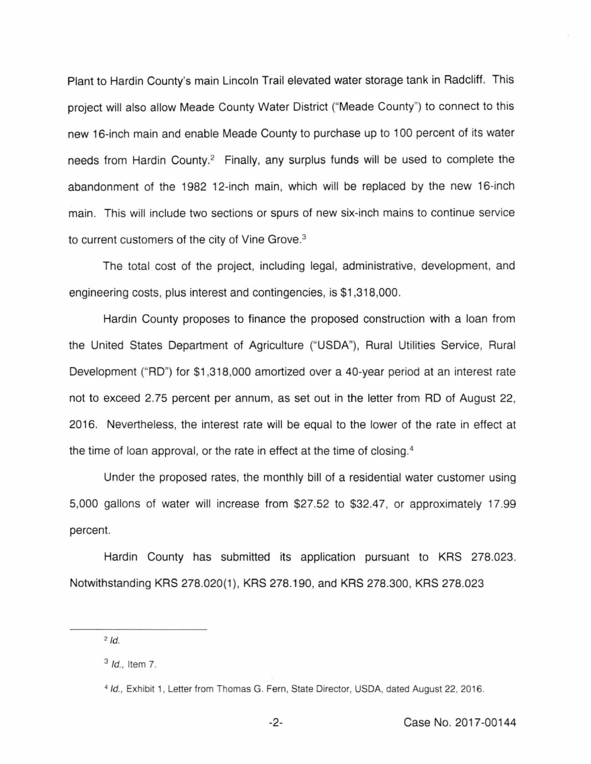Plant to Hardin County's main Lincoln Trail elevated water storage tank in Radcliff. This project will also allow Meade County Water District ("Meade County") to connect to this new 16-inch main and enable Meade County to purchase up to 100 percent of its water needs from Hardin County.[2] Finally, any surplus funds will be used to complete the abandonment of the 1982 12-inch main, which will be replaced by the new 16-inch main. This will include two sections or spurs of new six-inch mains to continue service to current customers of the city of Vine Grove.[3]

The total cost of the project, including legal, administrative, development, and engineering costs, plus interest and contingencies, is $1,318,000.

Hardin County proposes to finance the proposed construction with a loan from the United States Department of Agriculture ("USDA"), Rural Utilities Service, Rural Development ("RD") for $1,318,000 amortized over a 40-year period at an interest rate not to exceed 2.75 percent per annum, as set out in the letter from RD of August 22, 2016. Nevertheless, the interest rate will be equal to the lower of the rate in effect at the time of loan approval, or the rate in effect at the time of closing.[4]

Under the proposed rates, the monthly bill of a residential water customer using 5,000 gallons of water will increase from $27.52 to $32.47, or approximately 17.99 percent.

Hardin County has submitted its application pursuant to KRS 278.023. Notwithstanding KRS 278.020(1), KRS 278.190, and KRS 278.300, KRS 278.023

---

[2] *Id.*

[3] *Id.*, Item 7.

[4] *Id.*, Exhibit 1, Letter from Thomas G. Fern, State Director, USDA, dated August 22, 2016.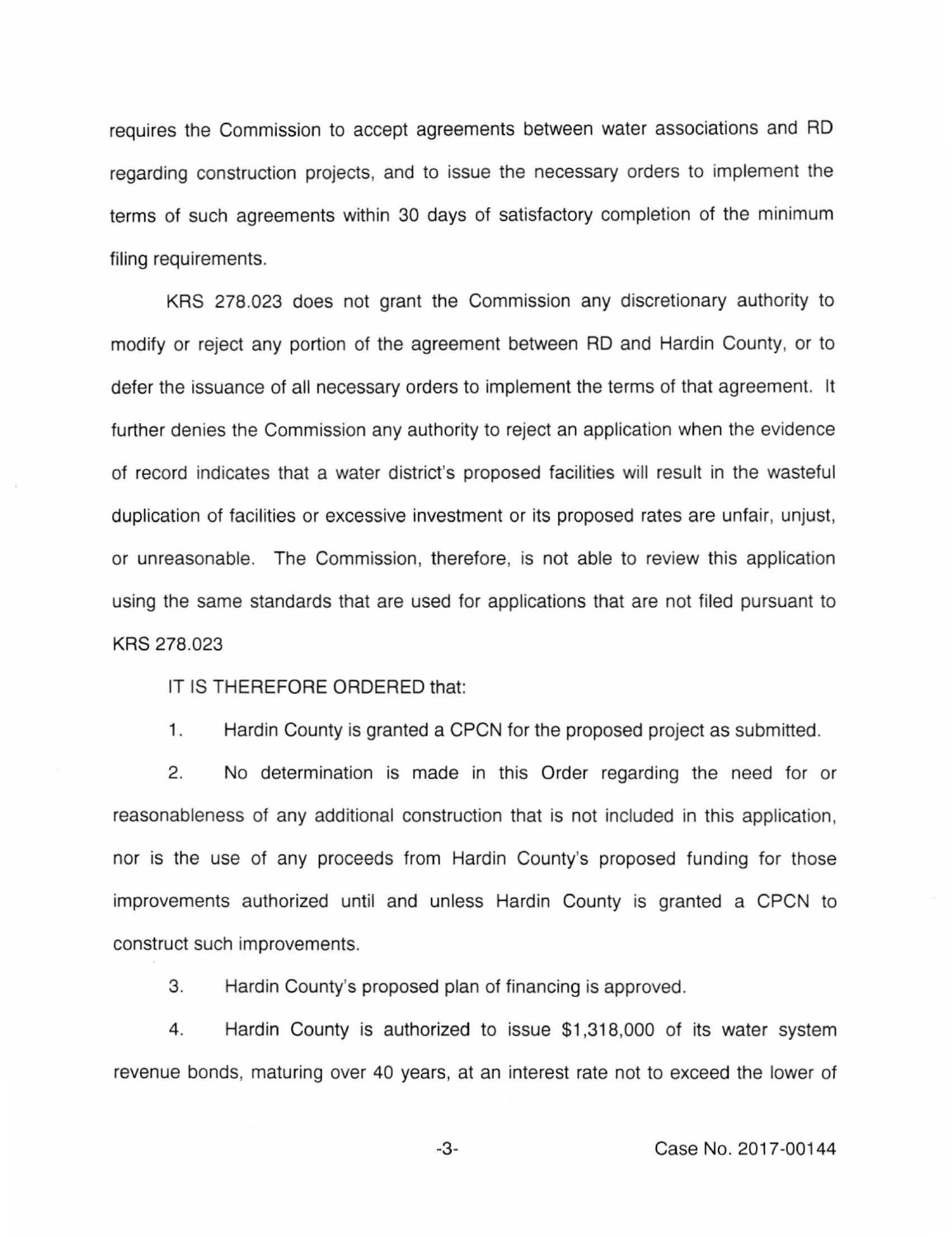requires the Commission to accept agreements between water associations and RD regarding construction projects, and to issue the necessary orders to implement the terms of such agreements within 30 days of satisfactory completion of the minimum filing requirements.

KRS 278.023 does not grant the Commission any discretionary authority to modify or reject any portion of the agreement between RD and Hardin County, or to defer the issuance of all necessary orders to implement the terms of that agreement. It further denies the Commission any authority to reject an application when the evidence of record indicates that a water district's proposed facilities will result in the wasteful duplication of facilities or excessive investment or its proposed rates are unfair, unjust, or unreasonable. The Commission, therefore, is not able to review this application using the same standards that are used for applications that are not filed pursuant to KRS 278.023

IT IS THEREFORE ORDERED that:

1. Hardin County is granted a CPCN for the proposed project as submitted.

2. No determination is made in this Order regarding the need for or reasonableness of any additional construction that is not included in this application, nor is the use of any proceeds from Hardin County's proposed funding for those improvements authorized until and unless Hardin County is granted a CPCN to construct such improvements.

3. Hardin County's proposed plan of financing is approved.

4. Hardin County is authorized to issue $1,318,000 of its water system revenue bonds, maturing over 40 years, at an interest rate not to exceed the lower of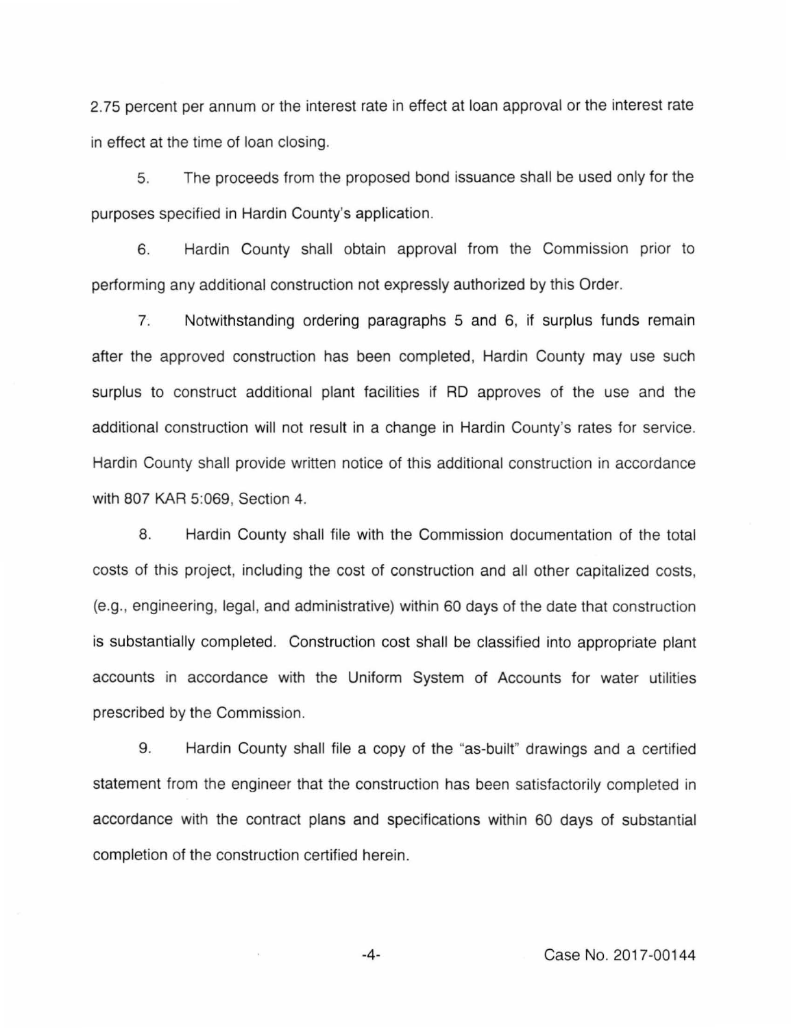2.75 percent per annum or the interest rate in effect at loan approval or the interest rate in effect at the time of loan closing.

5. The proceeds from the proposed bond issuance shall be used only for the purposes specified in Hardin County's application.

6. Hardin County shall obtain approval from the Commission prior to performing any additional construction not expressly authorized by this Order.

7. Notwithstanding ordering paragraphs 5 and 6, if surplus funds remain after the approved construction has been completed, Hardin County may use such surplus to construct additional plant facilities if RD approves of the use and the additional construction will not result in a change in Hardin County's rates for service. Hardin County shall provide written notice of this additional construction in accordance with 807 KAR 5:069, Section 4.

8. Hardin County shall file with the Commission documentation of the total costs of this project, including the cost of construction and all other capitalized costs, (e.g., engineering, legal, and administrative) within 60 days of the date that construction is substantially completed. Construction cost shall be classified into appropriate plant accounts in accordance with the Uniform System of Accounts for water utilities prescribed by the Commission.

9. Hardin County shall file a copy of the "as-built" drawings and a certified statement from the engineer that the construction has been satisfactorily completed in accordance with the contract plans and specifications within 60 days of substantial completion of the construction certified herein.

Case No. 2017-00144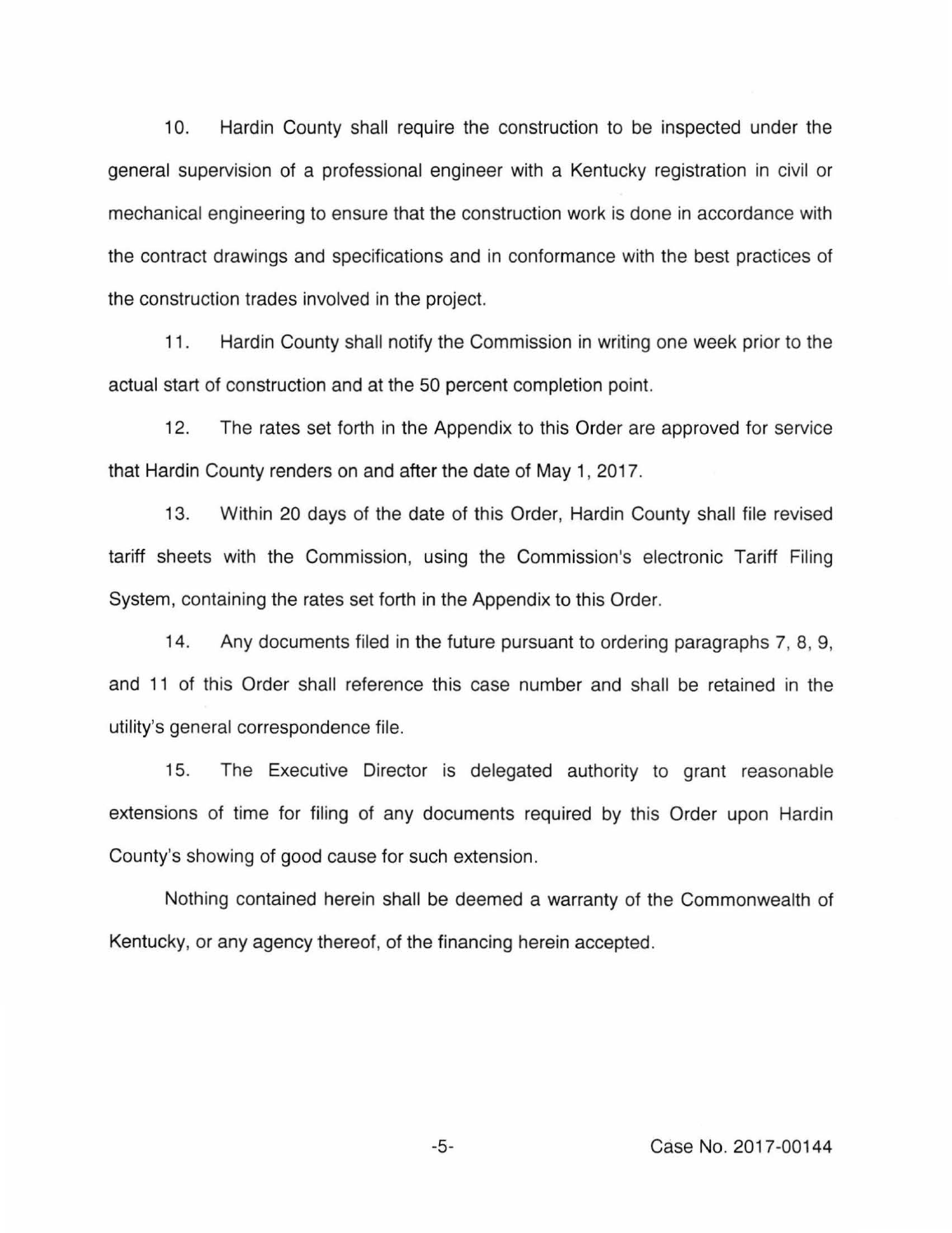10. Hardin County shall require the construction to be inspected under the general supervision of a professional engineer with a Kentucky registration in civil or mechanical engineering to ensure that the construction work is done in accordance with the contract drawings and specifications and in conformance with the best practices of the construction trades involved in the project.

11. Hardin County shall notify the Commission in writing one week prior to the actual start of construction and at the 50 percent completion point.

12. The rates set forth in the Appendix to this Order are approved for service that Hardin County renders on and after the date of May 1, 2017.

13. Within 20 days of the date of this Order, Hardin County shall file revised tariff sheets with the Commission, using the Commission's electronic Tariff Filing System, containing the rates set forth in the Appendix to this Order.

14. Any documents filed in the future pursuant to ordering paragraphs 7, 8, 9, and 11 of this Order shall reference this case number and shall be retained in the utility's general correspondence file.

15. The Executive Director is delegated authority to grant reasonable extensions of time for filing of any documents required by this Order upon Hardin County's showing of good cause for such extension.

Nothing contained herein shall be deemed a warranty of the Commonwealth of Kentucky, or any agency thereof, of the financing herein accepted.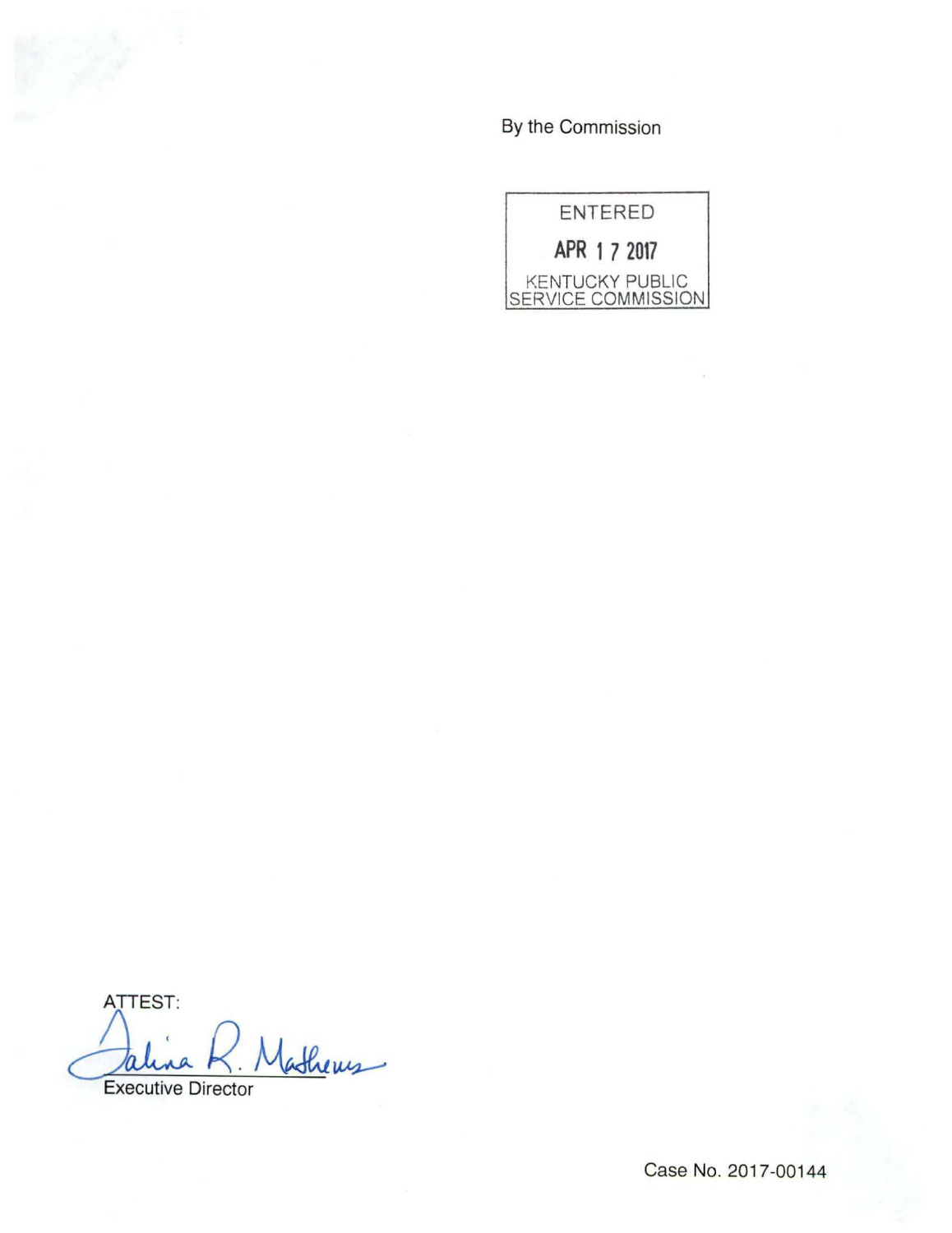By the Commission

ENTERED

APR 17 2017

KENTUCKY PUBLIC SERVICE COMMISSION

ATTEST:

Talina R. Mathews

Executive Director

Case No. 2017-00144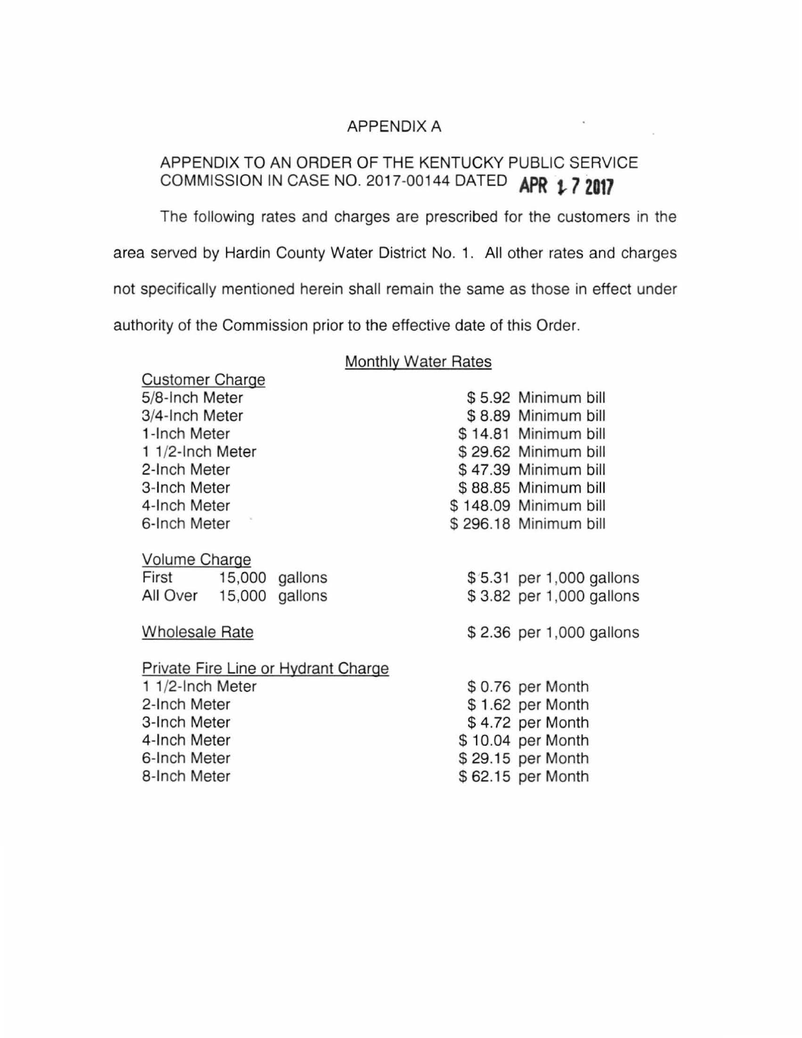APPENDIX A

APPENDIX TO AN ORDER OF THE KENTUCKY PUBLIC SERVICE COMMISSION IN CASE NO. 2017-00144 DATED **APR 17 2017**

The following rates and charges are prescribed for the customers in the area served by Hardin County Water District No. 1. All other rates and charges not specifically mentioned herein shall remain the same as those in effect under authority of the Commission prior to the effective date of this Order.

Monthly Water Rates

Customer Charge

| | |
|---|---|
| 5/8-Inch Meter | $ 5.92 Minimum bill |
| 3/4-Inch Meter | $ 8.89 Minimum bill |
| 1-Inch Meter | $ 14.81 Minimum bill |
| 1 1/2-Inch Meter | $ 29.62 Minimum bill |
| 2-Inch Meter | $ 47.39 Minimum bill |
| 3-Inch Meter | $ 88.85 Minimum bill |
| 4-Inch Meter | $ 148.09 Minimum bill |
| 6-Inch Meter | $ 296.18 Minimum bill |

Volume Charge

| | |
|---|---|
| First 15,000 gallons | $ 5.31 per 1,000 gallons |
| All Over 15,000 gallons | $ 3.82 per 1,000 gallons |

Wholesale Rate $ 2.36 per 1,000 gallons

Private Fire Line or Hydrant Charge

| | |
|---|---|
| 1 1/2-Inch Meter | $ 0.76 per Month |
| 2-Inch Meter | $ 1.62 per Month |
| 3-Inch Meter | $ 4.72 per Month |
| 4-Inch Meter | $ 10.04 per Month |
| 6-Inch Meter | $ 29.15 per Month |
| 8-Inch Meter | $ 62.15 per Month |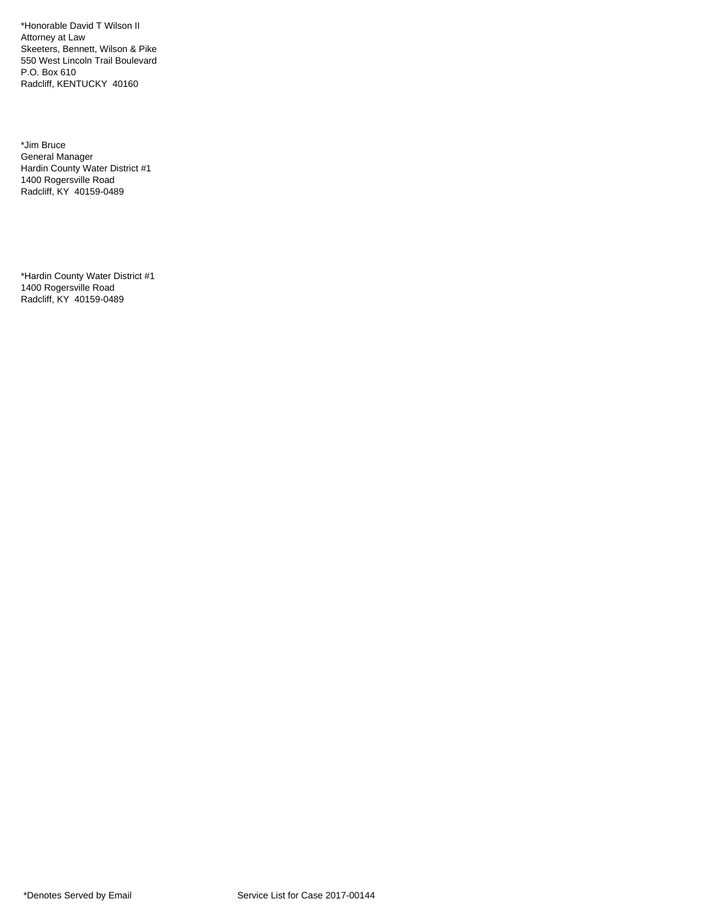*Honorable David T Wilson II
Attorney at Law
Skeeters, Bennett, Wilson & Pike
550 West Lincoln Trail Boulevard
P.O. Box 610
Radcliff, KENTUCKY  40160

*Jim Bruce
General Manager
Hardin County Water District #1
1400 Rogersville Road
Radcliff, KY  40159-0489

*Hardin County Water District #1
1400 Rogersville Road
Radcliff, KY  40159-0489

*Denotes Served by Email

Service List for Case 2017-00144